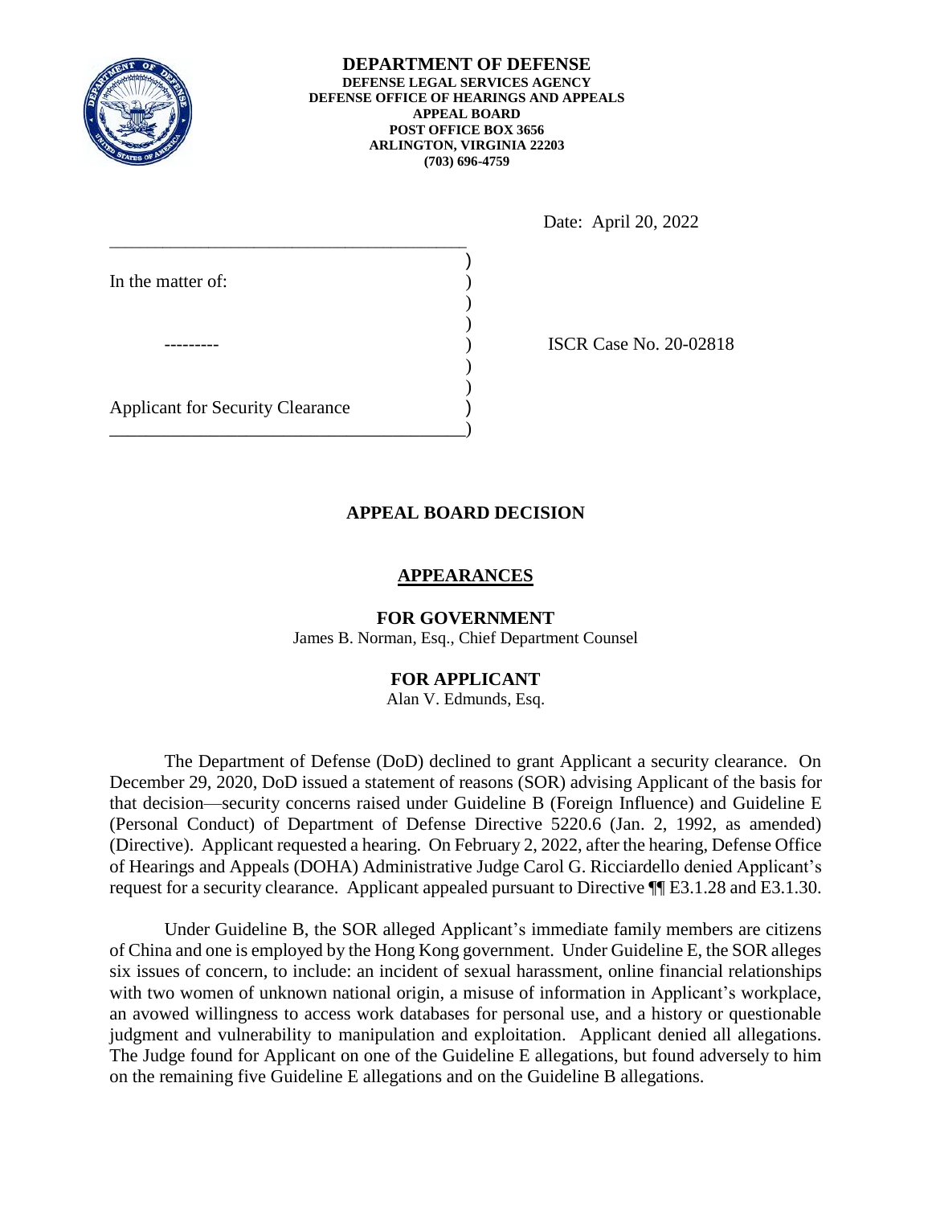**DEPARTMENT OF DEFENSE**
**DEFENSE LEGAL SERVICES AGENCY**
**DEFENSE OFFICE OF HEARINGS AND APPEALS**
**APPEAL BOARD**
**POST OFFICE BOX 3656**
**ARLINGTON, VIRGINIA 22203**
**(703) 696-4759**

Date: April 20, 2022

In the matter of:

---------

Applicant for Security Clearance

ISCR Case No. 20-02818

## APPEAL BOARD DECISION

### APPEARANCES

**FOR GOVERNMENT**
James B. Norman, Esq., Chief Department Counsel

**FOR APPLICANT**
Alan V. Edmunds, Esq.

The Department of Defense (DoD) declined to grant Applicant a security clearance. On December 29, 2020, DoD issued a statement of reasons (SOR) advising Applicant of the basis for that decision—security concerns raised under Guideline B (Foreign Influence) and Guideline E (Personal Conduct) of Department of Defense Directive 5220.6 (Jan. 2, 1992, as amended) (Directive). Applicant requested a hearing. On February 2, 2022, after the hearing, Defense Office of Hearings and Appeals (DOHA) Administrative Judge Carol G. Ricciardello denied Applicant's request for a security clearance. Applicant appealed pursuant to Directive ¶¶ E3.1.28 and E3.1.30.

Under Guideline B, the SOR alleged Applicant's immediate family members are citizens of China and one is employed by the Hong Kong government. Under Guideline E, the SOR alleges six issues of concern, to include: an incident of sexual harassment, online financial relationships with two women of unknown national origin, a misuse of information in Applicant's workplace, an avowed willingness to access work databases for personal use, and a history or questionable judgment and vulnerability to manipulation and exploitation. Applicant denied all allegations. The Judge found for Applicant on one of the Guideline E allegations, but found adversely to him on the remaining five Guideline E allegations and on the Guideline B allegations.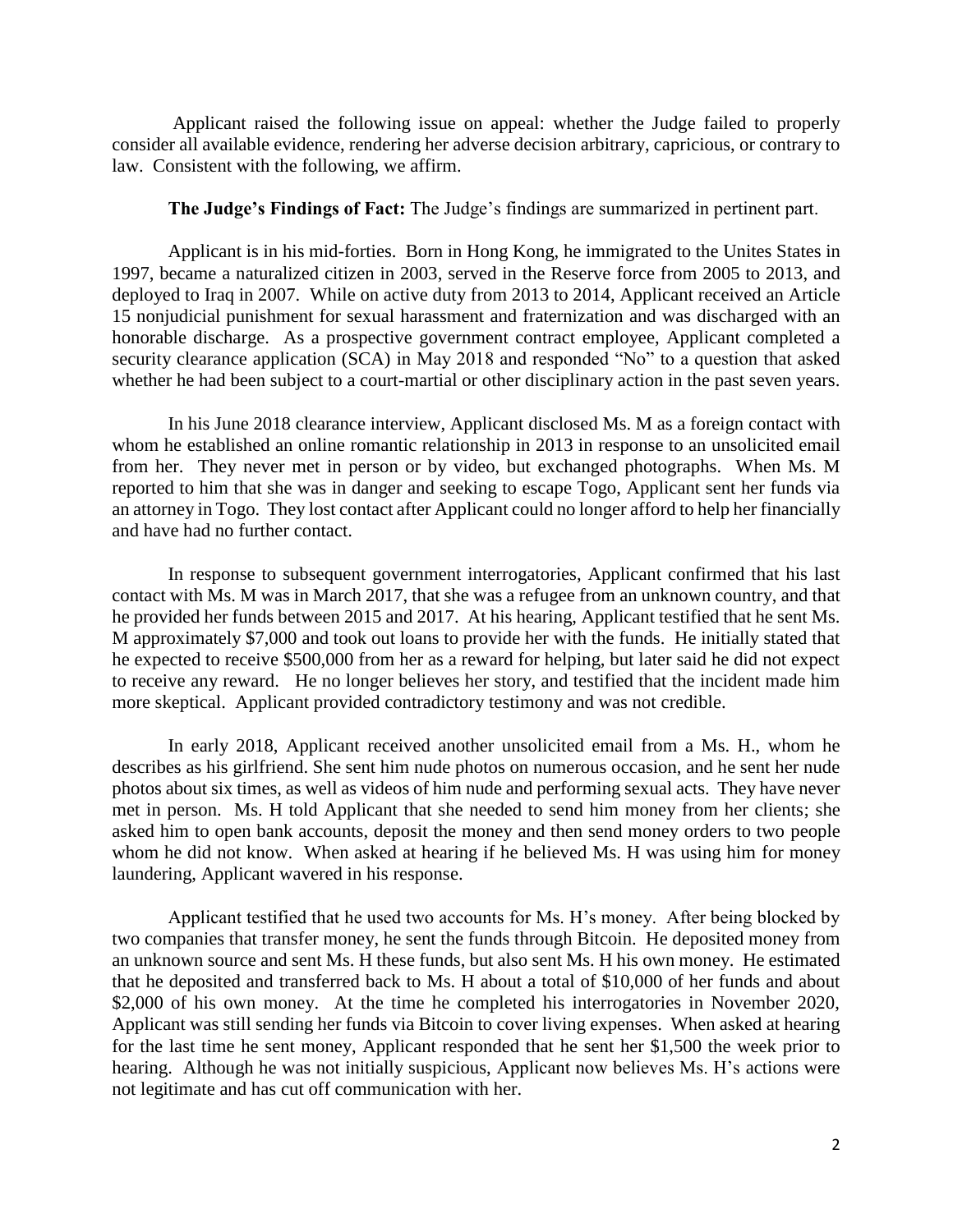Applicant raised the following issue on appeal: whether the Judge failed to properly consider all available evidence, rendering her adverse decision arbitrary, capricious, or contrary to law. Consistent with the following, we affirm.

**The Judge's Findings of Fact:** The Judge's findings are summarized in pertinent part.

Applicant is in his mid-forties. Born in Hong Kong, he immigrated to the Unites States in 1997, became a naturalized citizen in 2003, served in the Reserve force from 2005 to 2013, and deployed to Iraq in 2007. While on active duty from 2013 to 2014, Applicant received an Article 15 nonjudicial punishment for sexual harassment and fraternization and was discharged with an honorable discharge. As a prospective government contract employee, Applicant completed a security clearance application (SCA) in May 2018 and responded "No" to a question that asked whether he had been subject to a court-martial or other disciplinary action in the past seven years.

In his June 2018 clearance interview, Applicant disclosed Ms. M as a foreign contact with whom he established an online romantic relationship in 2013 in response to an unsolicited email from her. They never met in person or by video, but exchanged photographs. When Ms. M reported to him that she was in danger and seeking to escape Togo, Applicant sent her funds via an attorney in Togo. They lost contact after Applicant could no longer afford to help her financially and have had no further contact.

In response to subsequent government interrogatories, Applicant confirmed that his last contact with Ms. M was in March 2017, that she was a refugee from an unknown country, and that he provided her funds between 2015 and 2017. At his hearing, Applicant testified that he sent Ms. M approximately $7,000 and took out loans to provide her with the funds. He initially stated that he expected to receive $500,000 from her as a reward for helping, but later said he did not expect to receive any reward. He no longer believes her story, and testified that the incident made him more skeptical. Applicant provided contradictory testimony and was not credible.

In early 2018, Applicant received another unsolicited email from a Ms. H., whom he describes as his girlfriend. She sent him nude photos on numerous occasion, and he sent her nude photos about six times, as well as videos of him nude and performing sexual acts. They have never met in person. Ms. H told Applicant that she needed to send him money from her clients; she asked him to open bank accounts, deposit the money and then send money orders to two people whom he did not know. When asked at hearing if he believed Ms. H was using him for money laundering, Applicant wavered in his response.

Applicant testified that he used two accounts for Ms. H's money. After being blocked by two companies that transfer money, he sent the funds through Bitcoin. He deposited money from an unknown source and sent Ms. H these funds, but also sent Ms. H his own money. He estimated that he deposited and transferred back to Ms. H about a total of $10,000 of her funds and about $2,000 of his own money. At the time he completed his interrogatories in November 2020, Applicant was still sending her funds via Bitcoin to cover living expenses. When asked at hearing for the last time he sent money, Applicant responded that he sent her $1,500 the week prior to hearing. Although he was not initially suspicious, Applicant now believes Ms. H's actions were not legitimate and has cut off communication with her.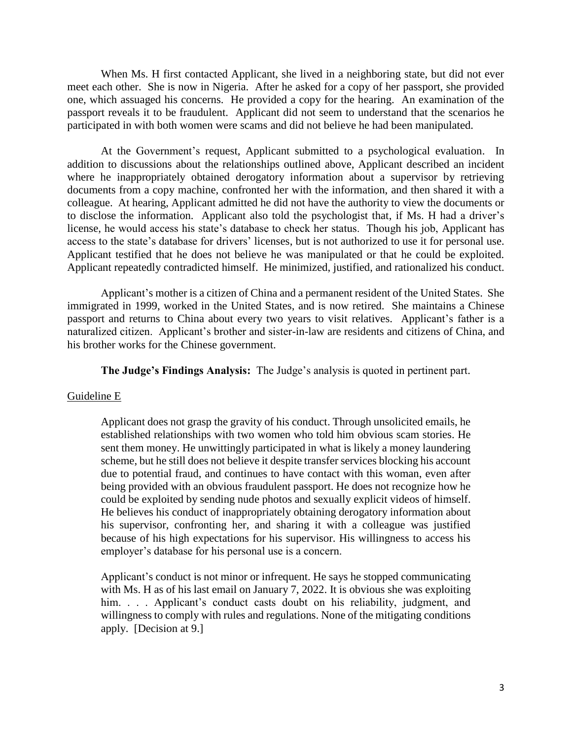When Ms. H first contacted Applicant, she lived in a neighboring state, but did not ever meet each other. She is now in Nigeria. After he asked for a copy of her passport, she provided one, which assuaged his concerns. He provided a copy for the hearing. An examination of the passport reveals it to be fraudulent. Applicant did not seem to understand that the scenarios he participated in with both women were scams and did not believe he had been manipulated.

At the Government's request, Applicant submitted to a psychological evaluation. In addition to discussions about the relationships outlined above, Applicant described an incident where he inappropriately obtained derogatory information about a supervisor by retrieving documents from a copy machine, confronted her with the information, and then shared it with a colleague. At hearing, Applicant admitted he did not have the authority to view the documents or to disclose the information. Applicant also told the psychologist that, if Ms. H had a driver's license, he would access his state's database to check her status. Though his job, Applicant has access to the state's database for drivers' licenses, but is not authorized to use it for personal use. Applicant testified that he does not believe he was manipulated or that he could be exploited. Applicant repeatedly contradicted himself. He minimized, justified, and rationalized his conduct.

Applicant's mother is a citizen of China and a permanent resident of the United States. She immigrated in 1999, worked in the United States, and is now retired. She maintains a Chinese passport and returns to China about every two years to visit relatives. Applicant's father is a naturalized citizen. Applicant's brother and sister-in-law are residents and citizens of China, and his brother works for the Chinese government.

**The Judge's Findings Analysis:** The Judge's analysis is quoted in pertinent part.

Guideline E

> Applicant does not grasp the gravity of his conduct. Through unsolicited emails, he established relationships with two women who told him obvious scam stories. He sent them money. He unwittingly participated in what is likely a money laundering scheme, but he still does not believe it despite transfer services blocking his account due to potential fraud, and continues to have contact with this woman, even after being provided with an obvious fraudulent passport. He does not recognize how he could be exploited by sending nude photos and sexually explicit videos of himself. He believes his conduct of inappropriately obtaining derogatory information about his supervisor, confronting her, and sharing it with a colleague was justified because of his high expectations for his supervisor. His willingness to access his employer's database for his personal use is a concern.
>
> Applicant's conduct is not minor or infrequent. He says he stopped communicating with Ms. H as of his last email on January 7, 2022. It is obvious she was exploiting him. . . . Applicant's conduct casts doubt on his reliability, judgment, and willingness to comply with rules and regulations. None of the mitigating conditions apply. [Decision at 9.]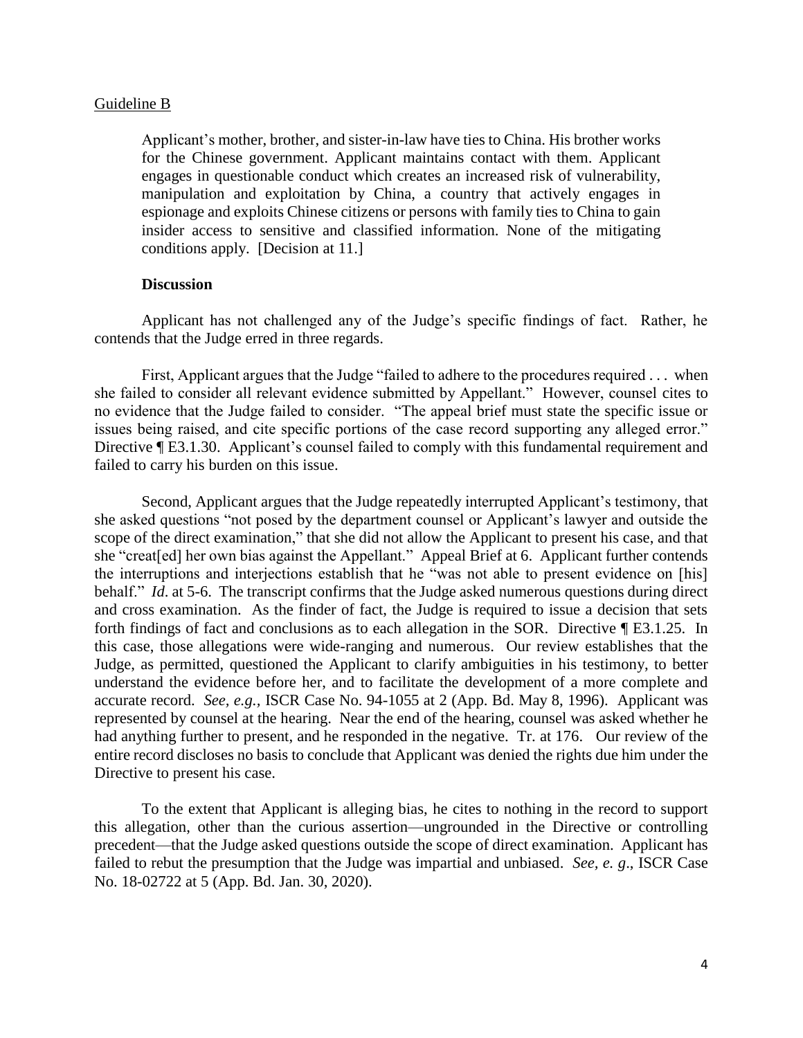Guideline B

> Applicant's mother, brother, and sister-in-law have ties to China. His brother works for the Chinese government. Applicant maintains contact with them. Applicant engages in questionable conduct which creates an increased risk of vulnerability, manipulation and exploitation by China, a country that actively engages in espionage and exploits Chinese citizens or persons with family ties to China to gain insider access to sensitive and classified information. None of the mitigating conditions apply. [Decision at 11.]

**Discussion**

Applicant has not challenged any of the Judge's specific findings of fact. Rather, he contends that the Judge erred in three regards.

First, Applicant argues that the Judge "failed to adhere to the procedures required . . . when she failed to consider all relevant evidence submitted by Appellant." However, counsel cites to no evidence that the Judge failed to consider. "The appeal brief must state the specific issue or issues being raised, and cite specific portions of the case record supporting any alleged error." Directive ¶ E3.1.30. Applicant's counsel failed to comply with this fundamental requirement and failed to carry his burden on this issue.

Second, Applicant argues that the Judge repeatedly interrupted Applicant's testimony, that she asked questions "not posed by the department counsel or Applicant's lawyer and outside the scope of the direct examination," that she did not allow the Applicant to present his case, and that she "creat[ed] her own bias against the Appellant." Appeal Brief at 6. Applicant further contends the interruptions and interjections establish that he "was not able to present evidence on [his] behalf." *Id.* at 5-6. The transcript confirms that the Judge asked numerous questions during direct and cross examination. As the finder of fact, the Judge is required to issue a decision that sets forth findings of fact and conclusions as to each allegation in the SOR. Directive ¶ E3.1.25. In this case, those allegations were wide-ranging and numerous. Our review establishes that the Judge, as permitted, questioned the Applicant to clarify ambiguities in his testimony, to better understand the evidence before her, and to facilitate the development of a more complete and accurate record. *See, e.g.,* ISCR Case No. 94-1055 at 2 (App. Bd. May 8, 1996). Applicant was represented by counsel at the hearing. Near the end of the hearing, counsel was asked whether he had anything further to present, and he responded in the negative. Tr. at 176. Our review of the entire record discloses no basis to conclude that Applicant was denied the rights due him under the Directive to present his case.

To the extent that Applicant is alleging bias, he cites to nothing in the record to support this allegation, other than the curious assertion—ungrounded in the Directive or controlling precedent—that the Judge asked questions outside the scope of direct examination. Applicant has failed to rebut the presumption that the Judge was impartial and unbiased. *See, e. g*., ISCR Case No. 18-02722 at 5 (App. Bd. Jan. 30, 2020).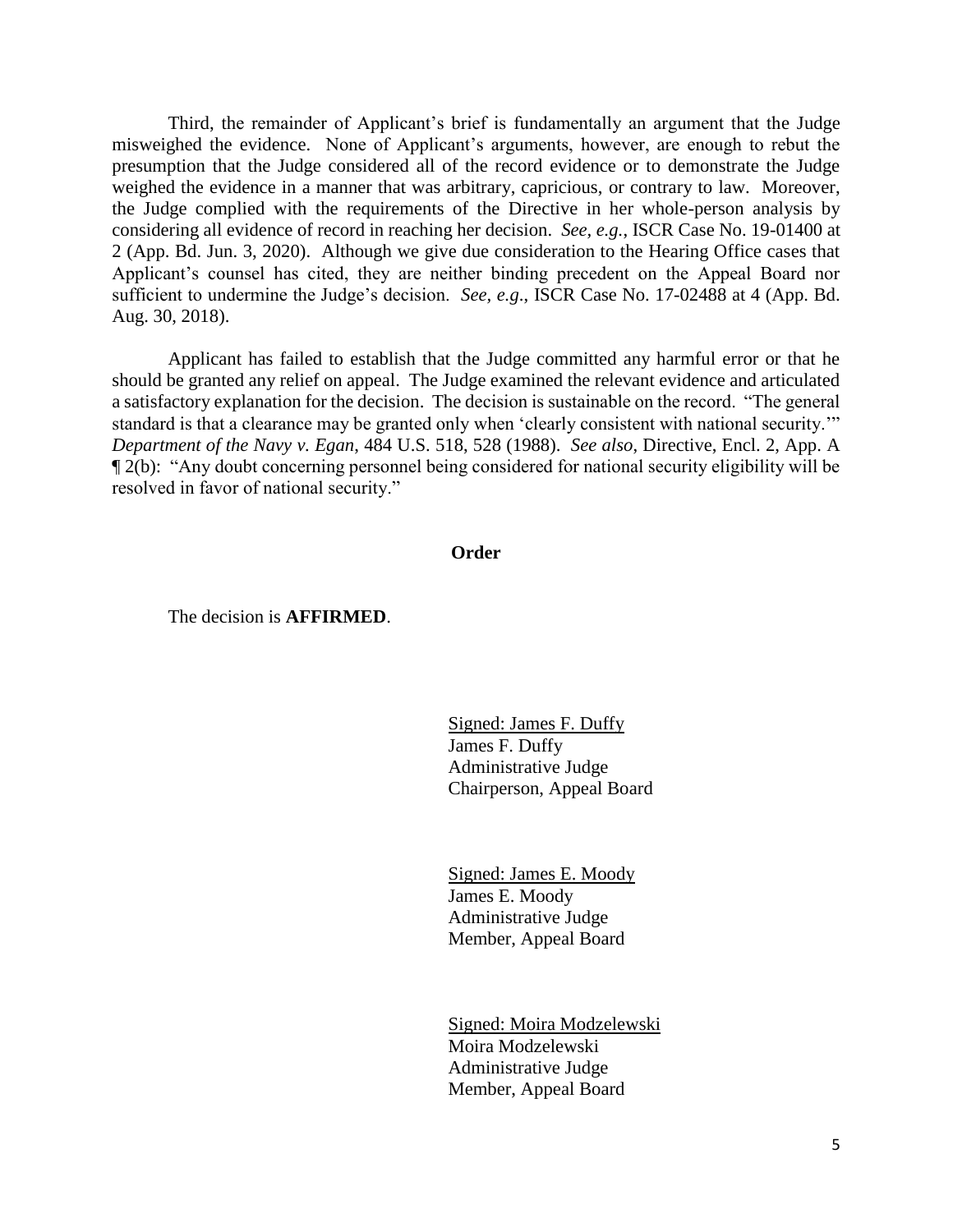Third, the remainder of Applicant's brief is fundamentally an argument that the Judge misweighed the evidence. None of Applicant's arguments, however, are enough to rebut the presumption that the Judge considered all of the record evidence or to demonstrate the Judge weighed the evidence in a manner that was arbitrary, capricious, or contrary to law. Moreover, the Judge complied with the requirements of the Directive in her whole-person analysis by considering all evidence of record in reaching her decision. *See, e.g.*, ISCR Case No. 19-01400 at 2 (App. Bd. Jun. 3, 2020). Although we give due consideration to the Hearing Office cases that Applicant's counsel has cited, they are neither binding precedent on the Appeal Board nor sufficient to undermine the Judge's decision. *See, e.g*., ISCR Case No. 17-02488 at 4 (App. Bd. Aug. 30, 2018).

Applicant has failed to establish that the Judge committed any harmful error or that he should be granted any relief on appeal. The Judge examined the relevant evidence and articulated a satisfactory explanation for the decision. The decision is sustainable on the record. "The general standard is that a clearance may be granted only when 'clearly consistent with national security.'" *Department of the Navy v. Egan*, 484 U.S. 518, 528 (1988). *See also*, Directive, Encl. 2, App. A ¶ 2(b): "Any doubt concerning personnel being considered for national security eligibility will be resolved in favor of national security."

**Order**

The decision is **AFFIRMED**.

Signed: James F. Duffy
James F. Duffy
Administrative Judge
Chairperson, Appeal Board

Signed: James E. Moody
James E. Moody
Administrative Judge
Member, Appeal Board

Signed: Moira Modzelewski
Moira Modzelewski
Administrative Judge
Member, Appeal Board